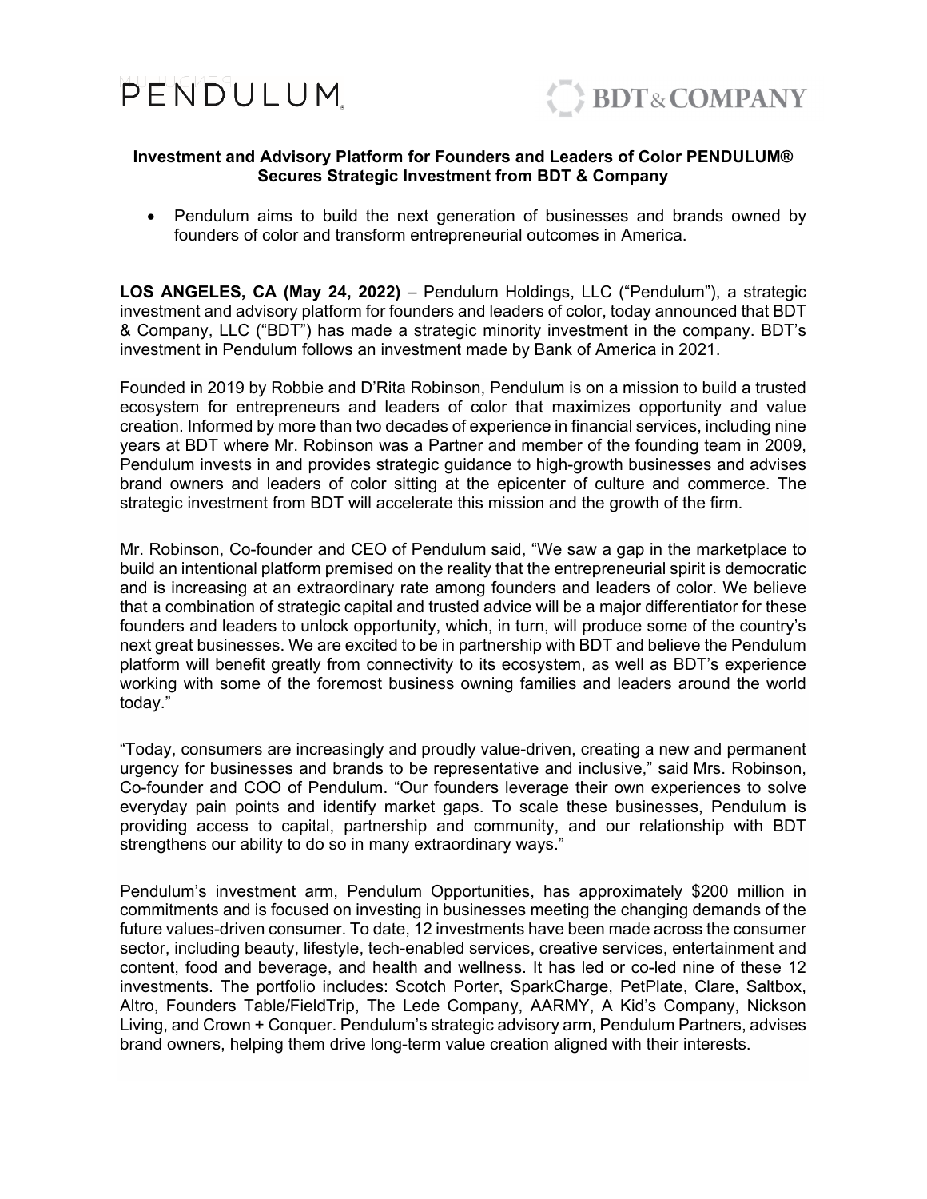PENDULUM

BDT & COMPANY

**Investment and Advisory Platform for Founders and Leaders of Color PENDULUM® Secures Strategic Investment from BDT & Company**

- Pendulum aims to build the next generation of businesses and brands owned by founders of color and transform entrepreneurial outcomes in America.

**LOS ANGELES, CA (May 24, 2022)** – Pendulum Holdings, LLC ("Pendulum"), a strategic investment and advisory platform for founders and leaders of color, today announced that BDT & Company, LLC ("BDT") has made a strategic minority investment in the company. BDT's investment in Pendulum follows an investment made by Bank of America in 2021.

Founded in 2019 by Robbie and D'Rita Robinson, Pendulum is on a mission to build a trusted ecosystem for entrepreneurs and leaders of color that maximizes opportunity and value creation. Informed by more than two decades of experience in financial services, including nine years at BDT where Mr. Robinson was a Partner and member of the founding team in 2009, Pendulum invests in and provides strategic guidance to high-growth businesses and advises brand owners and leaders of color sitting at the epicenter of culture and commerce. The strategic investment from BDT will accelerate this mission and the growth of the firm.

Mr. Robinson, Co-founder and CEO of Pendulum said, "We saw a gap in the marketplace to build an intentional platform premised on the reality that the entrepreneurial spirit is democratic and is increasing at an extraordinary rate among founders and leaders of color. We believe that a combination of strategic capital and trusted advice will be a major differentiator for these founders and leaders to unlock opportunity, which, in turn, will produce some of the country's next great businesses. We are excited to be in partnership with BDT and believe the Pendulum platform will benefit greatly from connectivity to its ecosystem, as well as BDT's experience working with some of the foremost business owning families and leaders around the world today."

"Today, consumers are increasingly and proudly value-driven, creating a new and permanent urgency for businesses and brands to be representative and inclusive," said Mrs. Robinson, Co-founder and COO of Pendulum. "Our founders leverage their own experiences to solve everyday pain points and identify market gaps. To scale these businesses, Pendulum is providing access to capital, partnership and community, and our relationship with BDT strengthens our ability to do so in many extraordinary ways."

Pendulum's investment arm, Pendulum Opportunities, has approximately $200 million in commitments and is focused on investing in businesses meeting the changing demands of the future values-driven consumer. To date, 12 investments have been made across the consumer sector, including beauty, lifestyle, tech-enabled services, creative services, entertainment and content, food and beverage, and health and wellness. It has led or co-led nine of these 12 investments. The portfolio includes: Scotch Porter, SparkCharge, PetPlate, Clare, Saltbox, Altro, Founders Table/FieldTrip, The Lede Company, AARMY, A Kid's Company, Nickson Living, and Crown + Conquer. Pendulum's strategic advisory arm, Pendulum Partners, advises brand owners, helping them drive long-term value creation aligned with their interests.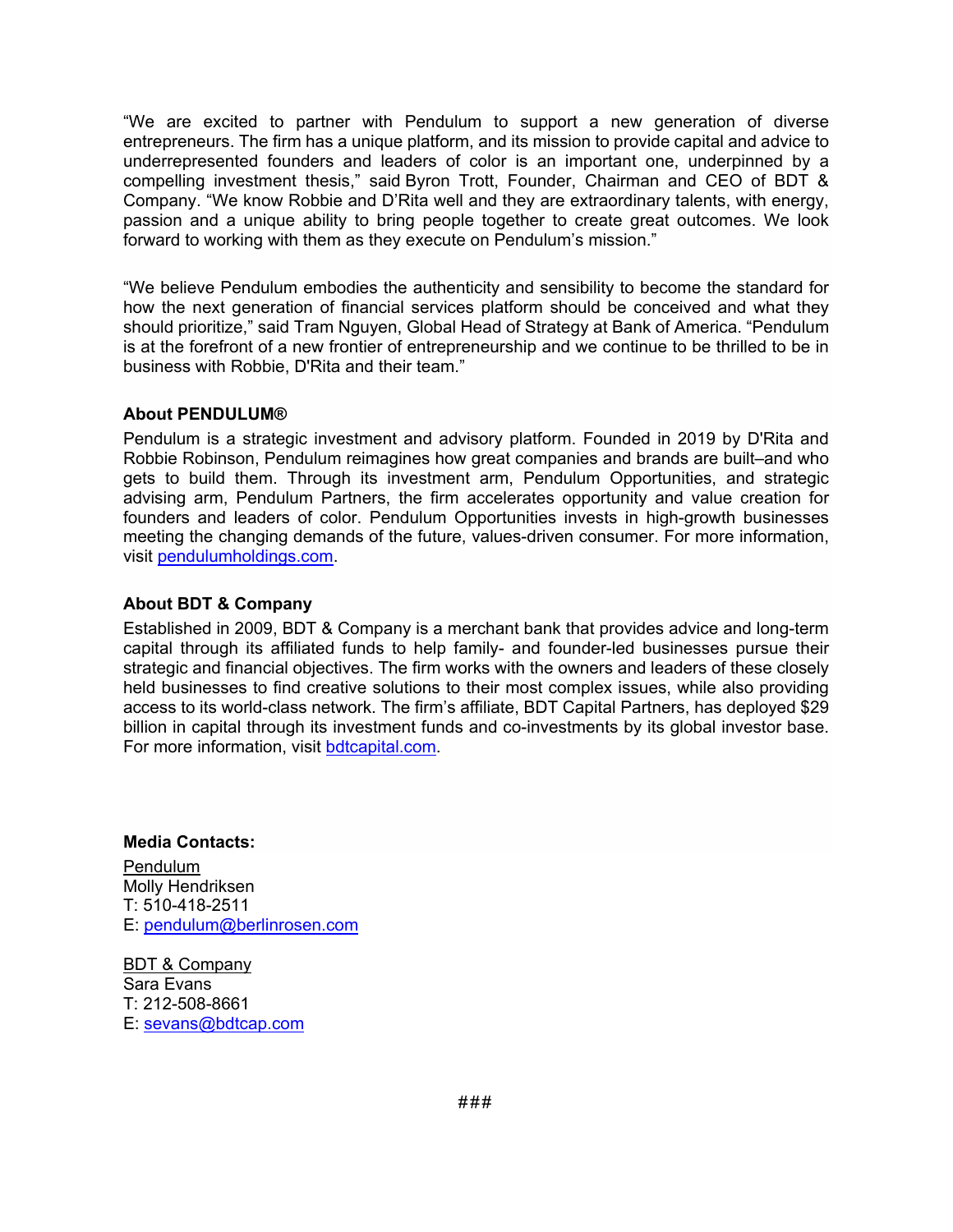"We are excited to partner with Pendulum to support a new generation of diverse entrepreneurs. The firm has a unique platform, and its mission to provide capital and advice to underrepresented founders and leaders of color is an important one, underpinned by a compelling investment thesis," said Byron Trott, Founder, Chairman and CEO of BDT & Company. "We know Robbie and D'Rita well and they are extraordinary talents, with energy, passion and a unique ability to bring people together to create great outcomes. We look forward to working with them as they execute on Pendulum's mission."

"We believe Pendulum embodies the authenticity and sensibility to become the standard for how the next generation of financial services platform should be conceived and what they should prioritize," said Tram Nguyen, Global Head of Strategy at Bank of America. "Pendulum is at the forefront of a new frontier of entrepreneurship and we continue to be thrilled to be in business with Robbie, D'Rita and their team."

**About PENDULUM®**

Pendulum is a strategic investment and advisory platform. Founded in 2019 by D'Rita and Robbie Robinson, Pendulum reimagines how great companies and brands are built–and who gets to build them. Through its investment arm, Pendulum Opportunities, and strategic advising arm, Pendulum Partners, the firm accelerates opportunity and value creation for founders and leaders of color. Pendulum Opportunities invests in high-growth businesses meeting the changing demands of the future, values-driven consumer. For more information, visit [pendulumholdings.com](pendulumholdings.com).

**About BDT & Company**

Established in 2009, BDT & Company is a merchant bank that provides advice and long-term capital through its affiliated funds to help family- and founder-led businesses pursue their strategic and financial objectives. The firm works with the owners and leaders of these closely held businesses to find creative solutions to their most complex issues, while also providing access to its world-class network. The firm's affiliate, BDT Capital Partners, has deployed $29 billion in capital through its investment funds and co-investments by its global investor base. For more information, visit [bdtcapital.com](bdtcapital.com).

**Media Contacts:**

Pendulum
Molly Hendriksen
T: 510-418-2511
E: pendulum@berlinrosen.com

BDT & Company
Sara Evans
T: 212-508-8661
E: sevans@bdtcap.com

###